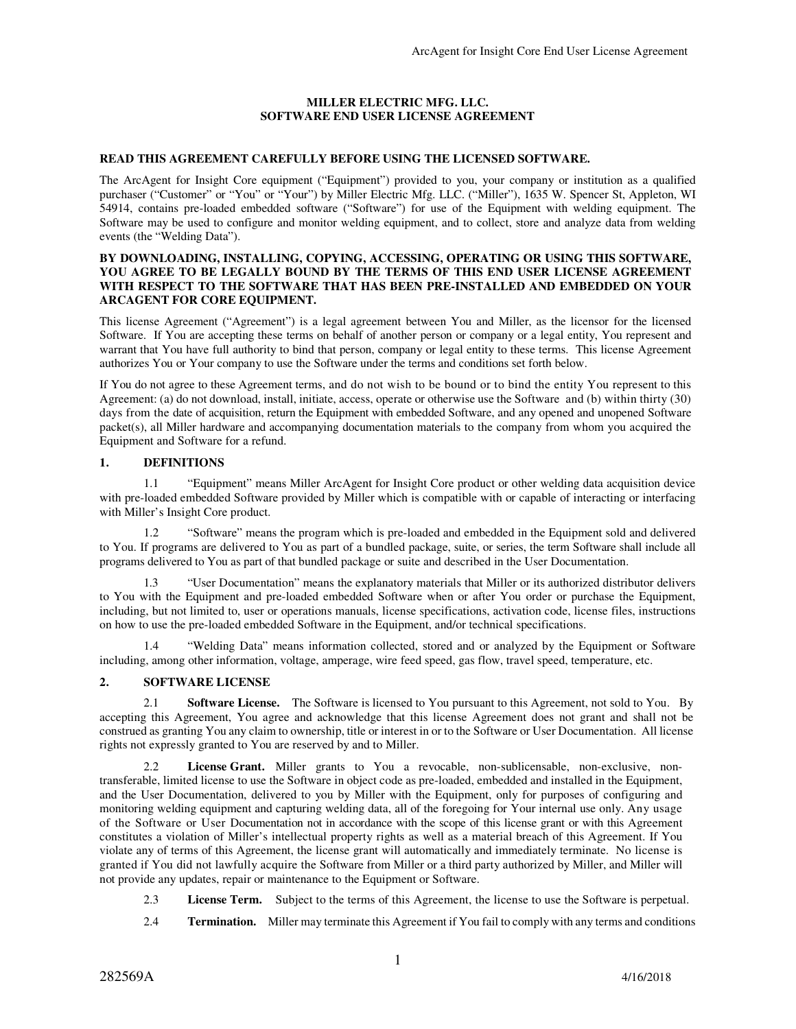# MILLER ELECTRIC MFG. LLC.
# SOFTWARE END USER LICENSE AGREEMENT

**READ THIS AGREEMENT CAREFULLY BEFORE USING THE LICENSED SOFTWARE.**

The ArcAgent for Insight Core equipment (“Equipment”) provided to you, your company or institution as a qualified purchaser (“Customer” or “You” or “Your”) by Miller Electric Mfg. LLC. (“Miller”), 1635 W. Spencer St, Appleton, WI 54914, contains pre-loaded embedded software (“Software”) for use of the Equipment with welding equipment. The Software may be used to configure and monitor welding equipment, and to collect, store and analyze data from welding events (the “Welding Data”).

**BY DOWNLOADING, INSTALLING, COPYING, ACCESSING, OPERATING OR USING THIS SOFTWARE, YOU AGREE TO BE LEGALLY BOUND BY THE TERMS OF THIS END USER LICENSE AGREEMENT WITH RESPECT TO THE SOFTWARE THAT HAS BEEN PRE-INSTALLED AND EMBEDDED ON YOUR ARCAGENT FOR CORE EQUIPMENT.**

This license Agreement (“Agreement”) is a legal agreement between You and Miller, as the licensor for the licensed Software. If You are accepting these terms on behalf of another person or company or a legal entity, You represent and warrant that You have full authority to bind that person, company or legal entity to these terms. This license Agreement authorizes You or Your company to use the Software under the terms and conditions set forth below.

If You do not agree to these Agreement terms, and do not wish to be bound or to bind the entity You represent to this Agreement: (a) do not download, install, initiate, access, operate or otherwise use the Software and (b) within thirty (30) days from the date of acquisition, return the Equipment with embedded Software, and any opened and unopened Software packet(s), all Miller hardware and accompanying documentation materials to the company from whom you acquired the Equipment and Software for a refund.

## 1. DEFINITIONS

1.1 “Equipment” means Miller ArcAgent for Insight Core product or other welding data acquisition device with pre-loaded embedded Software provided by Miller which is compatible with or capable of interacting or interfacing with Miller’s Insight Core product.

1.2 “Software” means the program which is pre-loaded and embedded in the Equipment sold and delivered to You. If programs are delivered to You as part of a bundled package, suite, or series, the term Software shall include all programs delivered to You as part of that bundled package or suite and described in the User Documentation.

1.3 “User Documentation” means the explanatory materials that Miller or its authorized distributor delivers to You with the Equipment and pre-loaded embedded Software when or after You order or purchase the Equipment, including, but not limited to, user or operations manuals, license specifications, activation code, license files, instructions on how to use the pre-loaded embedded Software in the Equipment, and/or technical specifications.

1.4 “Welding Data” means information collected, stored and or analyzed by the Equipment or Software including, among other information, voltage, amperage, wire feed speed, gas flow, travel speed, temperature, etc.

## 2. SOFTWARE LICENSE

2.1 **Software License.** The Software is licensed to You pursuant to this Agreement, not sold to You. By accepting this Agreement, You agree and acknowledge that this license Agreement does not grant and shall not be construed as granting You any claim to ownership, title or interest in or to the Software or User Documentation. All license rights not expressly granted to You are reserved by and to Miller.

2.2 **License Grant.** Miller grants to You a revocable, non-sublicensable, non-exclusive, non-transferable, limited license to use the Software in object code as pre-loaded, embedded and installed in the Equipment, and the User Documentation, delivered to you by Miller with the Equipment, only for purposes of configuring and monitoring welding equipment and capturing welding data, all of the foregoing for Your internal use only. Any usage of the Software or User Documentation not in accordance with the scope of this license grant or with this Agreement constitutes a violation of Miller’s intellectual property rights as well as a material breach of this Agreement. If You violate any of terms of this Agreement, the license grant will automatically and immediately terminate. No license is granted if You did not lawfully acquire the Software from Miller or a third party authorized by Miller, and Miller will not provide any updates, repair or maintenance to the Equipment or Software.

2.3 **License Term.** Subject to the terms of this Agreement, the license to use the Software is perpetual.

2.4 **Termination.** Miller may terminate this Agreement if You fail to comply with any terms and conditions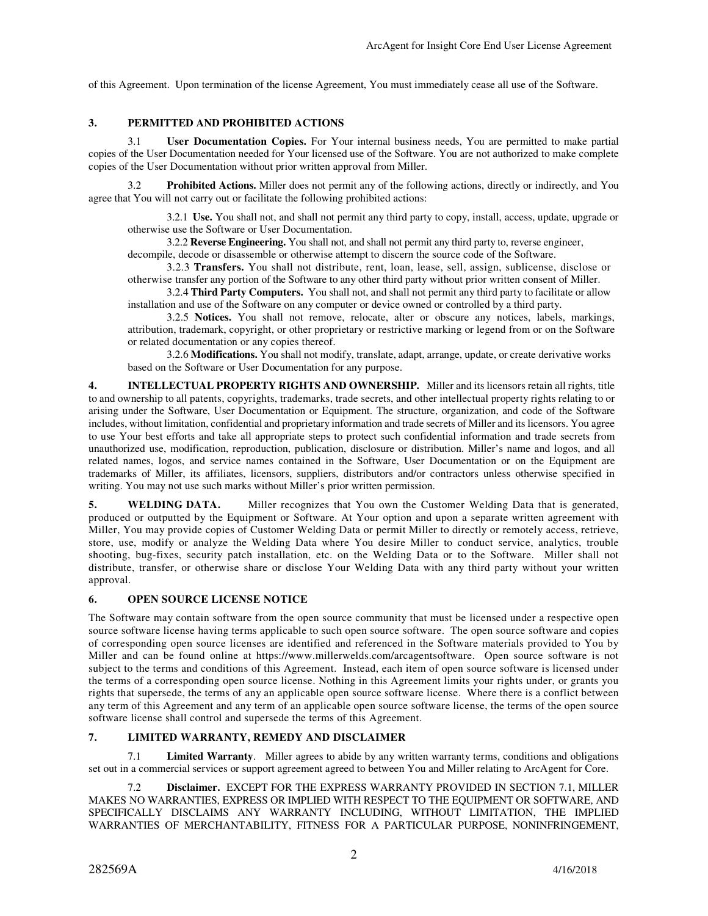of this Agreement. Upon termination of the license Agreement, You must immediately cease all use of the Software.

## 3. PERMITTED AND PROHIBITED ACTIONS

3.1 **User Documentation Copies.** For Your internal business needs, You are permitted to make partial copies of the User Documentation needed for Your licensed use of the Software. You are not authorized to make complete copies of the User Documentation without prior written approval from Miller.

3.2 **Prohibited Actions.** Miller does not permit any of the following actions, directly or indirectly, and You agree that You will not carry out or facilitate the following prohibited actions:

3.2.1 **Use.** You shall not, and shall not permit any third party to copy, install, access, update, upgrade or otherwise use the Software or User Documentation.

3.2.2 **Reverse Engineering.** You shall not, and shall not permit any third party to, reverse engineer, decompile, decode or disassemble or otherwise attempt to discern the source code of the Software.

3.2.3 **Transfers.** You shall not distribute, rent, loan, lease, sell, assign, sublicense, disclose or otherwise transfer any portion of the Software to any other third party without prior written consent of Miller.

3.2.4 **Third Party Computers.** You shall not, and shall not permit any third party to facilitate or allow installation and use of the Software on any computer or device owned or controlled by a third party.

3.2.5 **Notices.** You shall not remove, relocate, alter or obscure any notices, labels, markings, attribution, trademark, copyright, or other proprietary or restrictive marking or legend from or on the Software or related documentation or any copies thereof.

3.2.6 **Modifications.** You shall not modify, translate, adapt, arrange, update, or create derivative works based on the Software or User Documentation for any purpose.

**4. INTELLECTUAL PROPERTY RIGHTS AND OWNERSHIP.** Miller and its licensors retain all rights, title to and ownership to all patents, copyrights, trademarks, trade secrets, and other intellectual property rights relating to or arising under the Software, User Documentation or Equipment. The structure, organization, and code of the Software includes, without limitation, confidential and proprietary information and trade secrets of Miller and its licensors. You agree to use Your best efforts and take all appropriate steps to protect such confidential information and trade secrets from unauthorized use, modification, reproduction, publication, disclosure or distribution. Miller's name and logos, and all related names, logos, and service names contained in the Software, User Documentation or on the Equipment are trademarks of Miller, its affiliates, licensors, suppliers, distributors and/or contractors unless otherwise specified in writing. You may not use such marks without Miller's prior written permission.

**5. WELDING DATA.** Miller recognizes that You own the Customer Welding Data that is generated, produced or outputted by the Equipment or Software. At Your option and upon a separate written agreement with Miller, You may provide copies of Customer Welding Data or permit Miller to directly or remotely access, retrieve, store, use, modify or analyze the Welding Data where You desire Miller to conduct service, analytics, trouble shooting, bug-fixes, security patch installation, etc. on the Welding Data or to the Software. Miller shall not distribute, transfer, or otherwise share or disclose Your Welding Data with any third party without your written approval.

## 6. OPEN SOURCE LICENSE NOTICE

The Software may contain software from the open source community that must be licensed under a respective open source software license having terms applicable to such open source software. The open source software and copies of corresponding open source licenses are identified and referenced in the Software materials provided to You by Miller and can be found online at https://www.millerwelds.com/arcagentsoftware. Open source software is not subject to the terms and conditions of this Agreement. Instead, each item of open source software is licensed under the terms of a corresponding open source license. Nothing in this Agreement limits your rights under, or grants you rights that supersede, the terms of any an applicable open source software license. Where there is a conflict between any term of this Agreement and any term of an applicable open source software license, the terms of the open source software license shall control and supersede the terms of this Agreement.

## 7. LIMITED WARRANTY, REMEDY AND DISCLAIMER

7.1 **Limited Warranty**. Miller agrees to abide by any written warranty terms, conditions and obligations set out in a commercial services or support agreement agreed to between You and Miller relating to ArcAgent for Core.

7.2 **Disclaimer.** EXCEPT FOR THE EXPRESS WARRANTY PROVIDED IN SECTION 7.1, MILLER MAKES NO WARRANTIES, EXPRESS OR IMPLIED WITH RESPECT TO THE EQUIPMENT OR SOFTWARE, AND SPECIFICALLY DISCLAIMS ANY WARRANTY INCLUDING, WITHOUT LIMITATION, THE IMPLIED WARRANTIES OF MERCHANTABILITY, FITNESS FOR A PARTICULAR PURPOSE, NONINFRINGEMENT,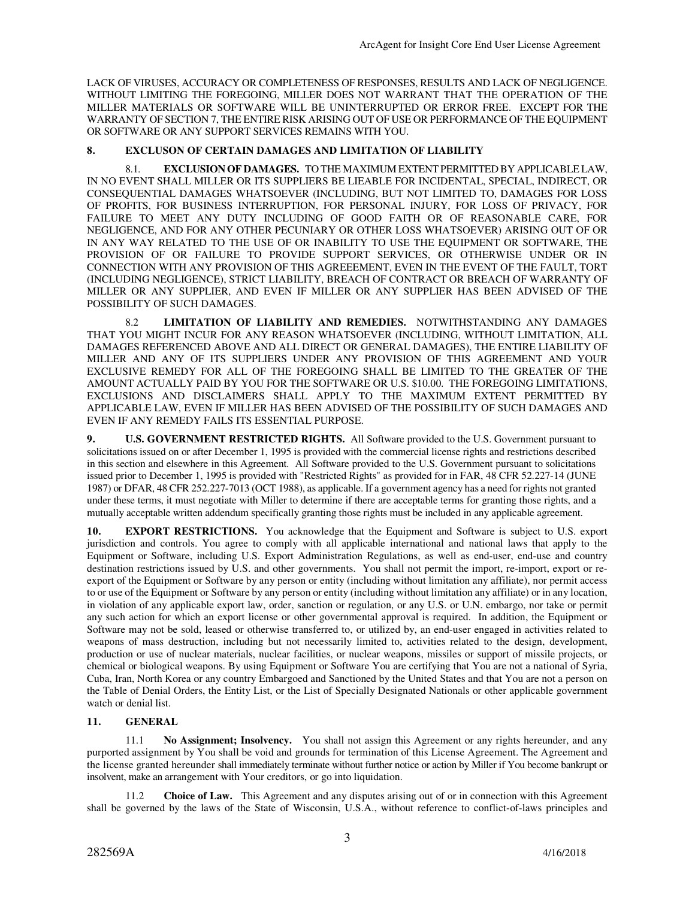LACK OF VIRUSES, ACCURACY OR COMPLETENESS OF RESPONSES, RESULTS AND LACK OF NEGLIGENCE. WITHOUT LIMITING THE FOREGOING, MILLER DOES NOT WARRANT THAT THE OPERATION OF THE MILLER MATERIALS OR SOFTWARE WILL BE UNINTERRUPTED OR ERROR FREE. EXCEPT FOR THE WARRANTY OF SECTION 7, THE ENTIRE RISK ARISING OUT OF USE OR PERFORMANCE OF THE EQUIPMENT OR SOFTWARE OR ANY SUPPORT SERVICES REMAINS WITH YOU.

## 8. EXCLUSON OF CERTAIN DAMAGES AND LIMITATION OF LIABILITY

8.1. **EXCLUSION OF DAMAGES.** TO THE MAXIMUM EXTENT PERMITTED BY APPLICABLE LAW, IN NO EVENT SHALL MILLER OR ITS SUPPLIERS BE LIEABLE FOR INCIDENTAL, SPECIAL, INDIRECT, OR CONSEQUENTIAL DAMAGES WHATSOEVER (INCLUDING, BUT NOT LIMITED TO, DAMAGES FOR LOSS OF PROFITS, FOR BUSINESS INTERRUPTION, FOR PERSONAL INJURY, FOR LOSS OF PRIVACY, FOR FAILURE TO MEET ANY DUTY INCLUDING OF GOOD FAITH OR OF REASONABLE CARE, FOR NEGLIGENCE, AND FOR ANY OTHER PECUNIARY OR OTHER LOSS WHATSOEVER) ARISING OUT OF OR IN ANY WAY RELATED TO THE USE OF OR INABILITY TO USE THE EQUIPMENT OR SOFTWARE, THE PROVISION OF OR FAILURE TO PROVIDE SUPPORT SERVICES, OR OTHERWISE UNDER OR IN CONNECTION WITH ANY PROVISION OF THIS AGREEEMENT, EVEN IN THE EVENT OF THE FAULT, TORT (INCLUDING NEGLIGENCE), STRICT LIABILITY, BREACH OF CONTRACT OR BREACH OF WARRANTY OF MILLER OR ANY SUPPLIER, AND EVEN IF MILLER OR ANY SUPPLIER HAS BEEN ADVISED OF THE POSSIBILITY OF SUCH DAMAGES.

8.2 **LIMITATION OF LIABILITY AND REMEDIES.** NOTWITHSTANDING ANY DAMAGES THAT YOU MIGHT INCUR FOR ANY REASON WHATSOEVER (INCLUDING, WITHOUT LIMITATION, ALL DAMAGES REFERENCED ABOVE AND ALL DIRECT OR GENERAL DAMAGES), THE ENTIRE LIABILITY OF MILLER AND ANY OF ITS SUPPLIERS UNDER ANY PROVISION OF THIS AGREEMENT AND YOUR EXCLUSIVE REMEDY FOR ALL OF THE FOREGOING SHALL BE LIMITED TO THE GREATER OF THE AMOUNT ACTUALLY PAID BY YOU FOR THE SOFTWARE OR U.S. $10.00. THE FOREGOING LIMITATIONS, EXCLUSIONS AND DISCLAIMERS SHALL APPLY TO THE MAXIMUM EXTENT PERMITTED BY APPLICABLE LAW, EVEN IF MILLER HAS BEEN ADVISED OF THE POSSIBILITY OF SUCH DAMAGES AND EVEN IF ANY REMEDY FAILS ITS ESSENTIAL PURPOSE.

**9. U.S. GOVERNMENT RESTRICTED RIGHTS.** All Software provided to the U.S. Government pursuant to solicitations issued on or after December 1, 1995 is provided with the commercial license rights and restrictions described in this section and elsewhere in this Agreement. All Software provided to the U.S. Government pursuant to solicitations issued prior to December 1, 1995 is provided with "Restricted Rights" as provided for in FAR, 48 CFR 52.227-14 (JUNE 1987) or DFAR, 48 CFR 252.227-7013 (OCT 1988), as applicable. If a government agency has a need for rights not granted under these terms, it must negotiate with Miller to determine if there are acceptable terms for granting those rights, and a mutually acceptable written addendum specifically granting those rights must be included in any applicable agreement.

**10. EXPORT RESTRICTIONS.** You acknowledge that the Equipment and Software is subject to U.S. export jurisdiction and controls. You agree to comply with all applicable international and national laws that apply to the Equipment or Software, including U.S. Export Administration Regulations, as well as end-user, end-use and country destination restrictions issued by U.S. and other governments. You shall not permit the import, re-import, export or re-export of the Equipment or Software by any person or entity (including without limitation any affiliate), nor permit access to or use of the Equipment or Software by any person or entity (including without limitation any affiliate) or in any location, in violation of any applicable export law, order, sanction or regulation, or any U.S. or U.N. embargo, nor take or permit any such action for which an export license or other governmental approval is required. In addition, the Equipment or Software may not be sold, leased or otherwise transferred to, or utilized by, an end-user engaged in activities related to weapons of mass destruction, including but not necessarily limited to, activities related to the design, development, production or use of nuclear materials, nuclear facilities, or nuclear weapons, missiles or support of missile projects, or chemical or biological weapons. By using Equipment or Software You are certifying that You are not a national of Syria, Cuba, Iran, North Korea or any country Embargoed and Sanctioned by the United States and that You are not a person on the Table of Denial Orders, the Entity List, or the List of Specially Designated Nationals or other applicable government watch or denial list.

## 11. GENERAL

11.1 **No Assignment; Insolvency.** You shall not assign this Agreement or any rights hereunder, and any purported assignment by You shall be void and grounds for termination of this License Agreement. The Agreement and the license granted hereunder shall immediately terminate without further notice or action by Miller if You become bankrupt or insolvent, make an arrangement with Your creditors, or go into liquidation.

11.2 **Choice of Law.** This Agreement and any disputes arising out of or in connection with this Agreement shall be governed by the laws of the State of Wisconsin, U.S.A., without reference to conflict-of-laws principles and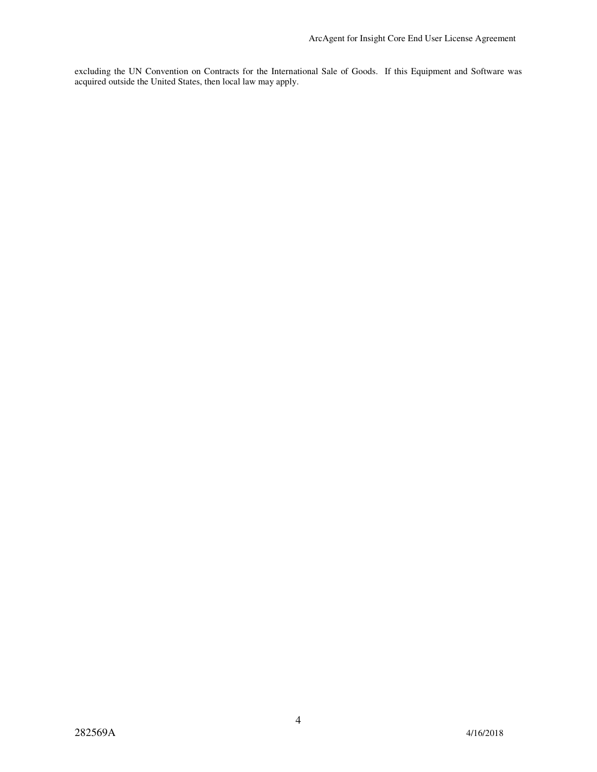excluding the UN Convention on Contracts for the International Sale of Goods. If this Equipment and Software was acquired outside the United States, then local law may apply.